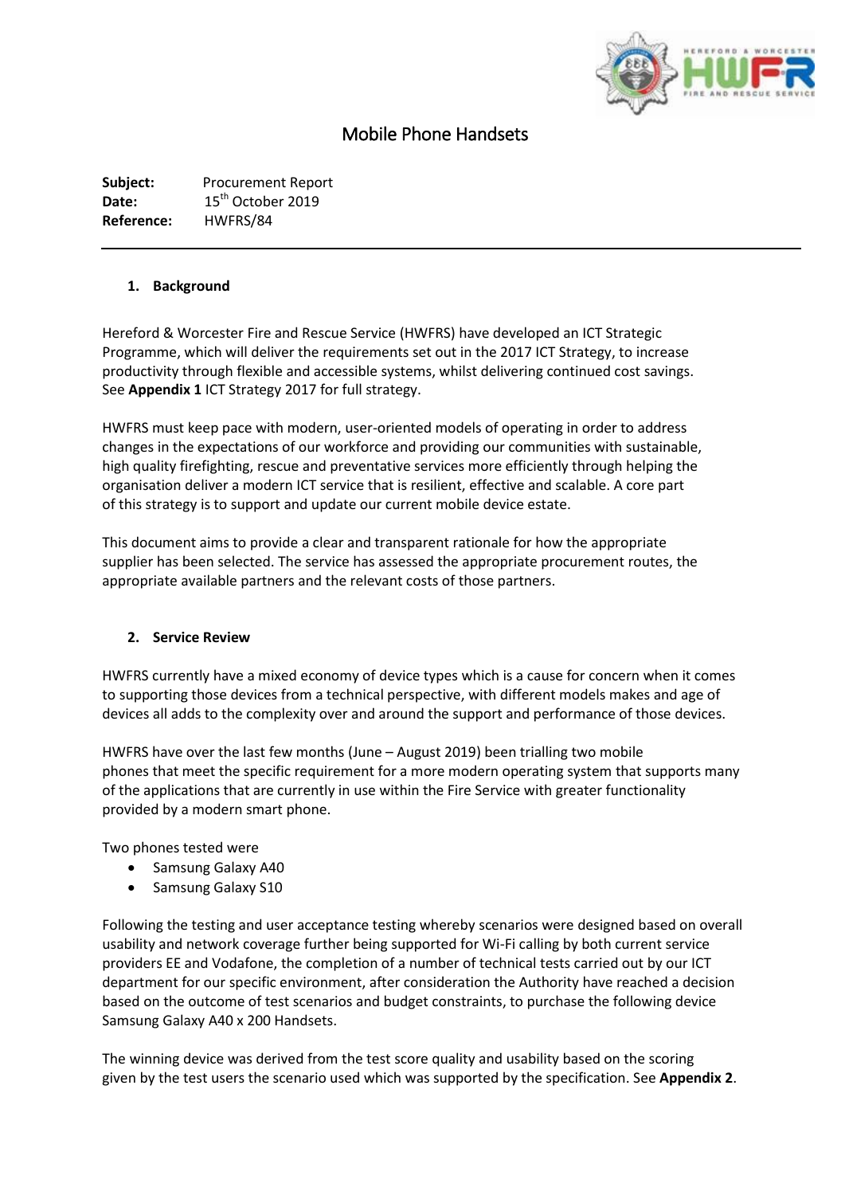# Mobile Phone Handsets

**Subject:** Procurement Report
**Date:** 15th October 2019
**Reference:** HWFRS/84

---

## 1. Background

Hereford & Worcester Fire and Rescue Service (HWFRS) have developed an ICT Strategic Programme, which will deliver the requirements set out in the 2017 ICT Strategy, to increase productivity through flexible and accessible systems, whilst delivering continued cost savings. See **Appendix 1** ICT Strategy 2017 for full strategy.

HWFRS must keep pace with modern, user-oriented models of operating in order to address changes in the expectations of our workforce and providing our communities with sustainable, high quality firefighting, rescue and preventative services more efficiently through helping the organisation deliver a modern ICT service that is resilient, effective and scalable. A core part of this strategy is to support and update our current mobile device estate.

This document aims to provide a clear and transparent rationale for how the appropriate supplier has been selected. The service has assessed the appropriate procurement routes, the appropriate available partners and the relevant costs of those partners.

## 2. Service Review

HWFRS currently have a mixed economy of device types which is a cause for concern when it comes to supporting those devices from a technical perspective, with different models makes and age of devices all adds to the complexity over and around the support and performance of those devices.

HWFRS have over the last few months (June – August 2019) been trialling two mobile phones that meet the specific requirement for a more modern operating system that supports many of the applications that are currently in use within the Fire Service with greater functionality provided by a modern smart phone.

Two phones tested were

- Samsung Galaxy A40
- Samsung Galaxy S10

Following the testing and user acceptance testing whereby scenarios were designed based on overall usability and network coverage further being supported for Wi-Fi calling by both current service providers EE and Vodafone, the completion of a number of technical tests carried out by our ICT department for our specific environment, after consideration the Authority have reached a decision based on the outcome of test scenarios and budget constraints, to purchase the following device Samsung Galaxy A40 x 200 Handsets.

The winning device was derived from the test score quality and usability based on the scoring given by the test users the scenario used which was supported by the specification. See **Appendix 2**.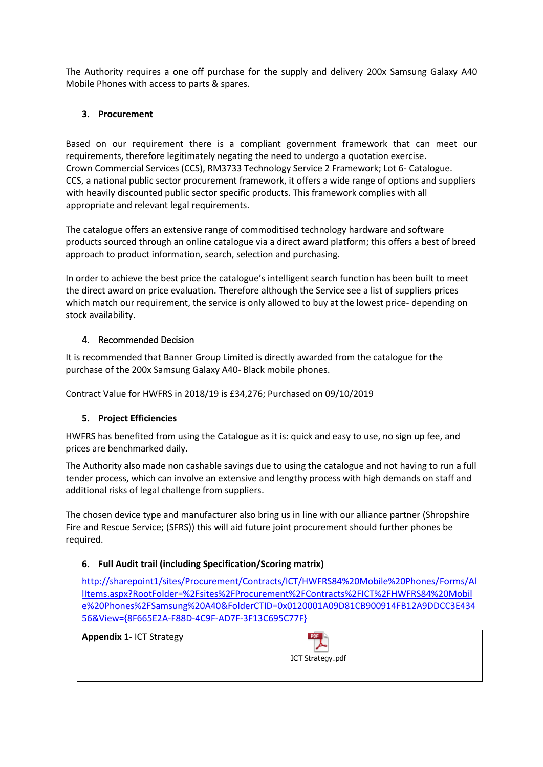The Authority requires a one off purchase for the supply and delivery 200x Samsung Galaxy A40 Mobile Phones with access to parts & spares.

### 3. Procurement

Based on our requirement there is a compliant government framework that can meet our requirements, therefore legitimately negating the need to undergo a quotation exercise.
Crown Commercial Services (CCS), RM3733 Technology Service 2 Framework; Lot 6- Catalogue.
CCS, a national public sector procurement framework, it offers a wide range of options and suppliers with heavily discounted public sector specific products. This framework complies with all appropriate and relevant legal requirements.

The catalogue offers an extensive range of commoditised technology hardware and software products sourced through an online catalogue via a direct award platform; this offers a best of breed approach to product information, search, selection and purchasing.

In order to achieve the best price the catalogue's intelligent search function has been built to meet the direct award on price evaluation. Therefore although the Service see a list of suppliers prices which match our requirement, the service is only allowed to buy at the lowest price- depending on stock availability.

### 4. Recommended Decision

It is recommended that Banner Group Limited is directly awarded from the catalogue for the purchase of the 200x Samsung Galaxy A40- Black mobile phones.

Contract Value for HWFRS in 2018/19 is £34,276; Purchased on 09/10/2019

### 5. Project Efficiencies

HWFRS has benefited from using the Catalogue as it is: quick and easy to use, no sign up fee, and prices are benchmarked daily.

The Authority also made non cashable savings due to using the catalogue and not having to run a full tender process, which can involve an extensive and lengthy process with high demands on staff and additional risks of legal challenge from suppliers.

The chosen device type and manufacturer also bring us in line with our alliance partner (Shropshire Fire and Rescue Service; (SFRS)) this will aid future joint procurement should further phones be required.

### 6. Full Audit trail (including Specification/Scoring matrix)

http://sharepoint1/sites/Procurement/Contracts/ICT/HWFRS84%20Mobile%20Phones/Forms/AllItems.aspx?RootFolder=%2Fsites%2FProcurement%2FContracts%2FICT%2FHWFRS84%20Mobile%20Phones%2FSamsung%20A40&FolderCTID=0x0120001A09D81CB900914FB12A9DDCC3E43456&View={8F665E2A-F88D-4C9F-AD7F-3F13C695C77F}

| **Appendix 1-** ICT Strategy | ICT Strategy.pdf |
|---|---|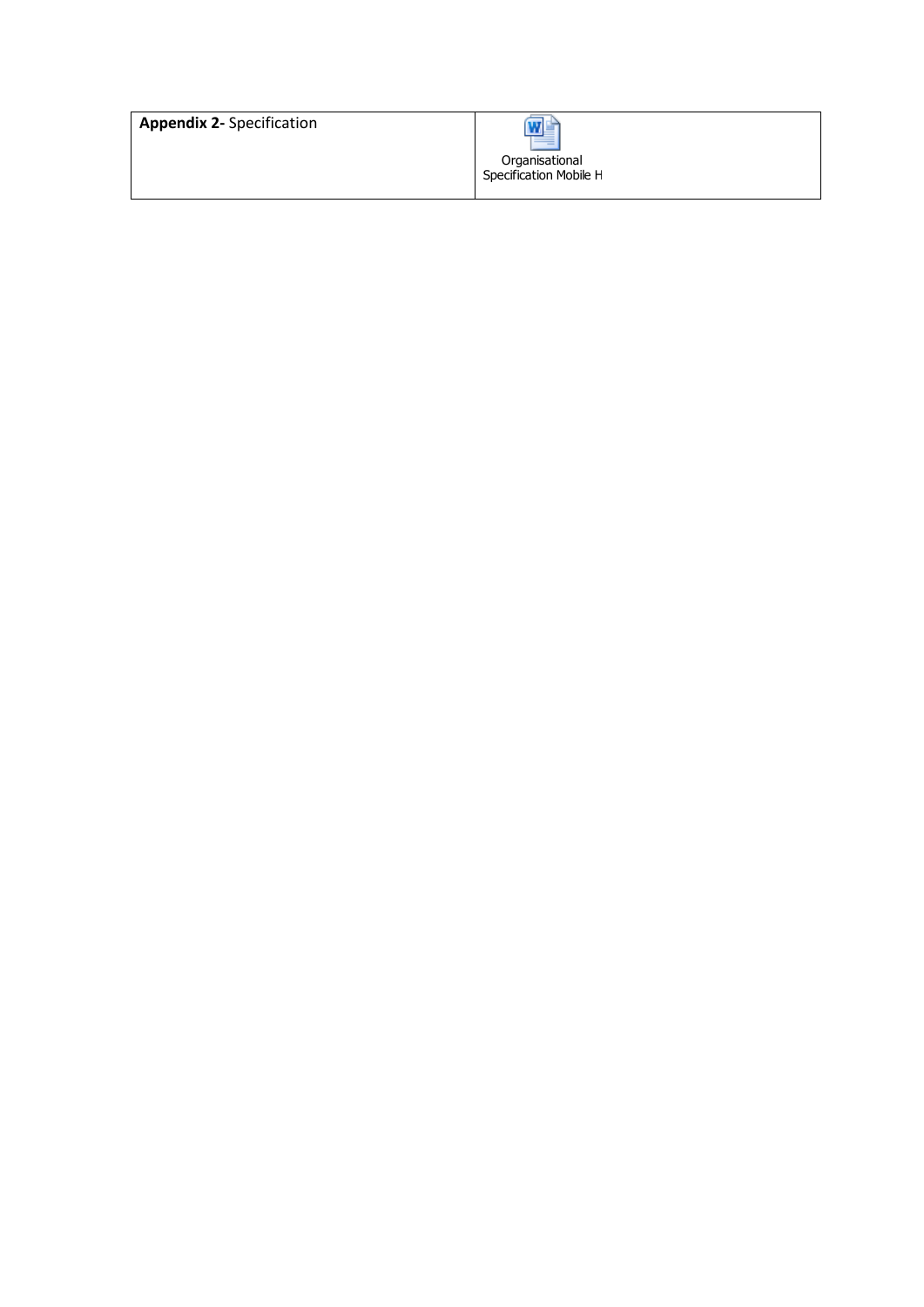| | |
|---|---|
| **Appendix 2-** Specification | Organisational Specification Mobile H |